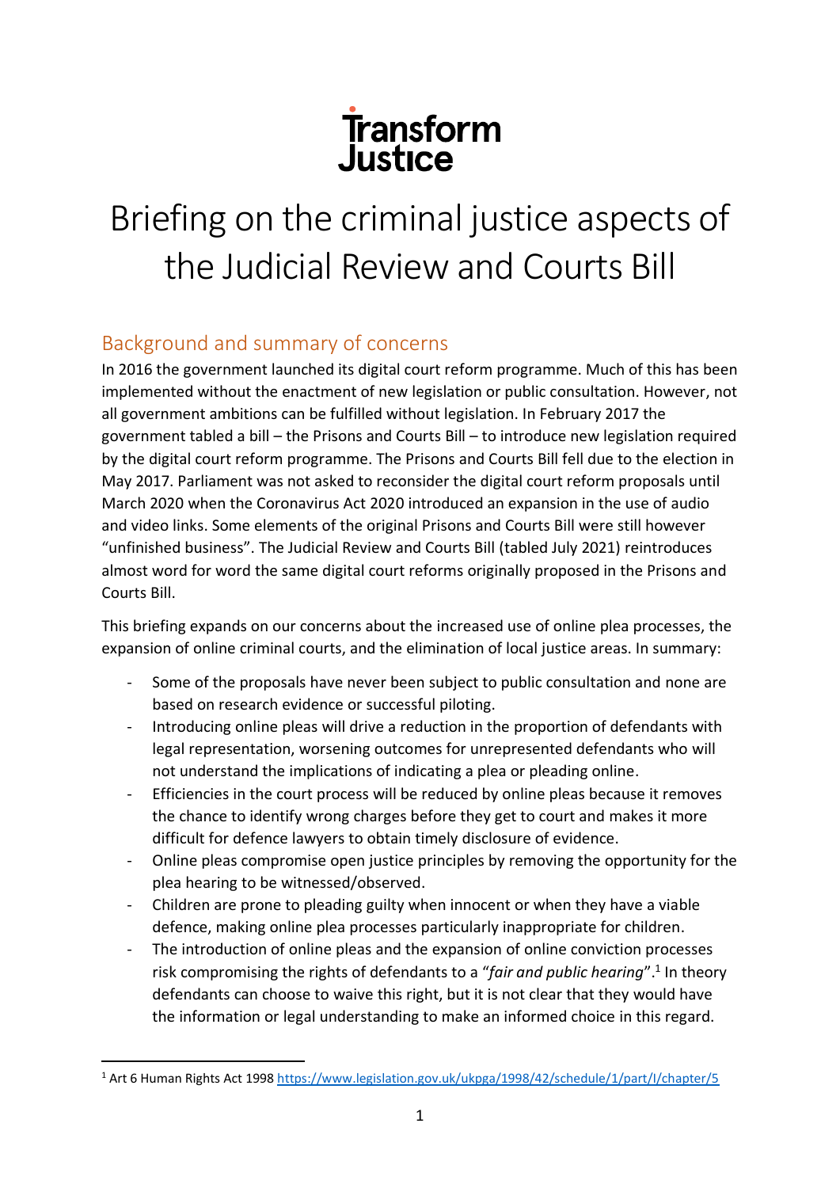Transform Justice

# Briefing on the criminal justice aspects of the Judicial Review and Courts Bill

## Background and summary of concerns

In 2016 the government launched its digital court reform programme. Much of this has been implemented without the enactment of new legislation or public consultation. However, not all government ambitions can be fulfilled without legislation. In February 2017 the government tabled a bill – the Prisons and Courts Bill – to introduce new legislation required by the digital court reform programme. The Prisons and Courts Bill fell due to the election in May 2017. Parliament was not asked to reconsider the digital court reform proposals until March 2020 when the Coronavirus Act 2020 introduced an expansion in the use of audio and video links. Some elements of the original Prisons and Courts Bill were still however "unfinished business". The Judicial Review and Courts Bill (tabled July 2021) reintroduces almost word for word the same digital court reforms originally proposed in the Prisons and Courts Bill.

This briefing expands on our concerns about the increased use of online plea processes, the expansion of online criminal courts, and the elimination of local justice areas. In summary:

- Some of the proposals have never been subject to public consultation and none are based on research evidence or successful piloting.
- Introducing online pleas will drive a reduction in the proportion of defendants with legal representation, worsening outcomes for unrepresented defendants who will not understand the implications of indicating a plea or pleading online.
- Efficiencies in the court process will be reduced by online pleas because it removes the chance to identify wrong charges before they get to court and makes it more difficult for defence lawyers to obtain timely disclosure of evidence.
- Online pleas compromise open justice principles by removing the opportunity for the plea hearing to be witnessed/observed.
- Children are prone to pleading guilty when innocent or when they have a viable defence, making online plea processes particularly inappropriate for children.
- The introduction of online pleas and the expansion of online conviction processes risk compromising the rights of defendants to a "*fair and public hearing*".[1] In theory defendants can choose to waive this right, but it is not clear that they would have the information or legal understanding to make an informed choice in this regard.

[1] Art 6 Human Rights Act 1998 https://www.legislation.gov.uk/ukpga/1998/42/schedule/1/part/I/chapter/5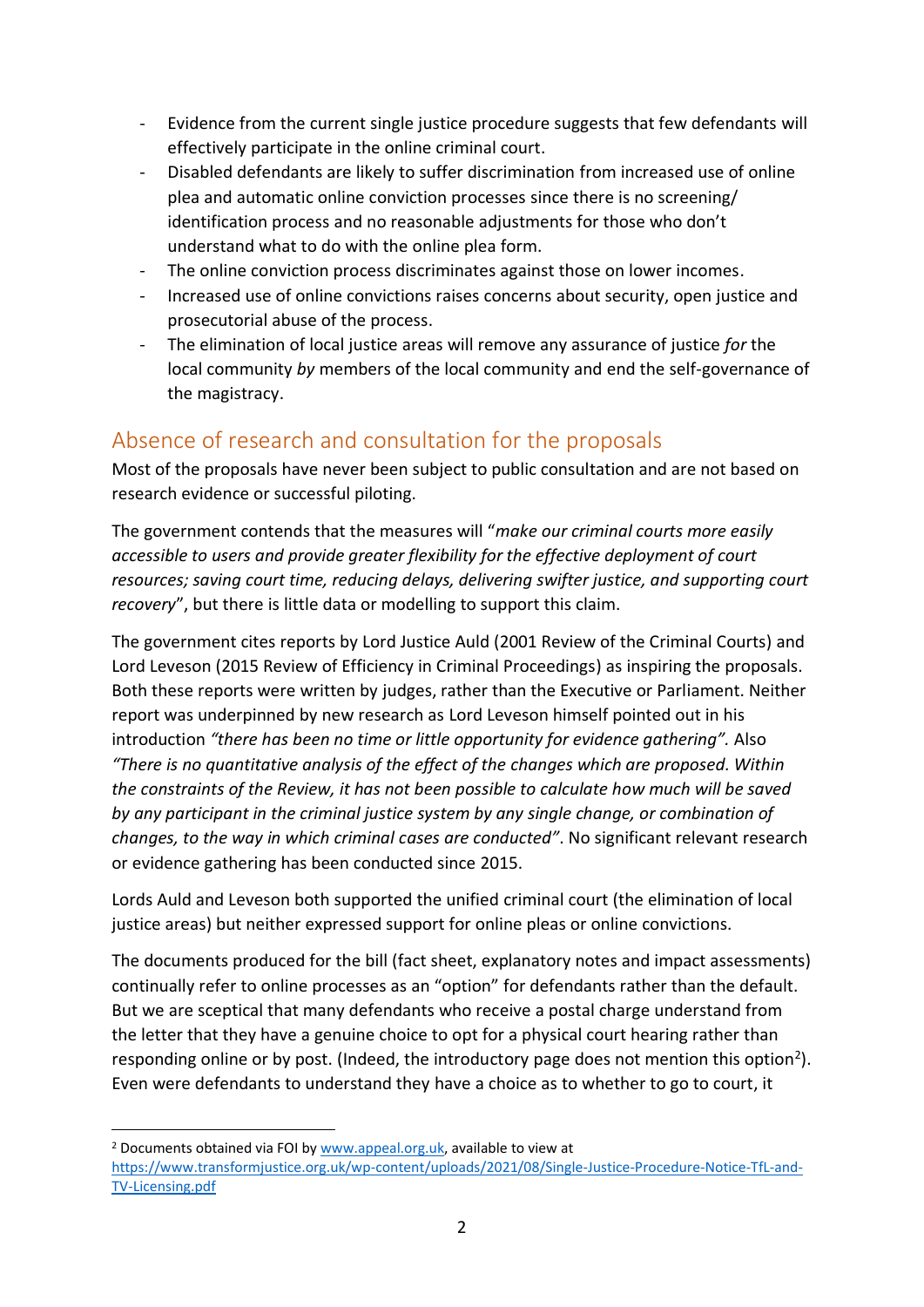- Evidence from the current single justice procedure suggests that few defendants will effectively participate in the online criminal court.
- Disabled defendants are likely to suffer discrimination from increased use of online plea and automatic online conviction processes since there is no screening/ identification process and no reasonable adjustments for those who don't understand what to do with the online plea form.
- The online conviction process discriminates against those on lower incomes.
- Increased use of online convictions raises concerns about security, open justice and prosecutorial abuse of the process.
- The elimination of local justice areas will remove any assurance of justice *for* the local community *by* members of the local community and end the self-governance of the magistracy.

## Absence of research and consultation for the proposals

Most of the proposals have never been subject to public consultation and are not based on research evidence or successful piloting.

The government contends that the measures will "*make our criminal courts more easily accessible to users and provide greater flexibility for the effective deployment of court resources; saving court time, reducing delays, delivering swifter justice, and supporting court recovery*", but there is little data or modelling to support this claim.

The government cites reports by Lord Justice Auld (2001 Review of the Criminal Courts) and Lord Leveson (2015 Review of Efficiency in Criminal Proceedings) as inspiring the proposals. Both these reports were written by judges, rather than the Executive or Parliament. Neither report was underpinned by new research as Lord Leveson himself pointed out in his introduction *"there has been no time or little opportunity for evidence gathering".* Also *"There is no quantitative analysis of the effect of the changes which are proposed. Within the constraints of the Review, it has not been possible to calculate how much will be saved by any participant in the criminal justice system by any single change, or combination of changes, to the way in which criminal cases are conducted"*. No significant relevant research or evidence gathering has been conducted since 2015.

Lords Auld and Leveson both supported the unified criminal court (the elimination of local justice areas) but neither expressed support for online pleas or online convictions.

The documents produced for the bill (fact sheet, explanatory notes and impact assessments) continually refer to online processes as an "option" for defendants rather than the default. But we are sceptical that many defendants who receive a postal charge understand from the letter that they have a genuine choice to opt for a physical court hearing rather than responding online or by post. (Indeed, the introductory page does not mention this option[2]). Even were defendants to understand they have a choice as to whether to go to court, it

---

[2] Documents obtained via FOI by www.appeal.org.uk, available to view at https://www.transformjustice.org.uk/wp-content/uploads/2021/08/Single-Justice-Procedure-Notice-TfL-and-TV-Licensing.pdf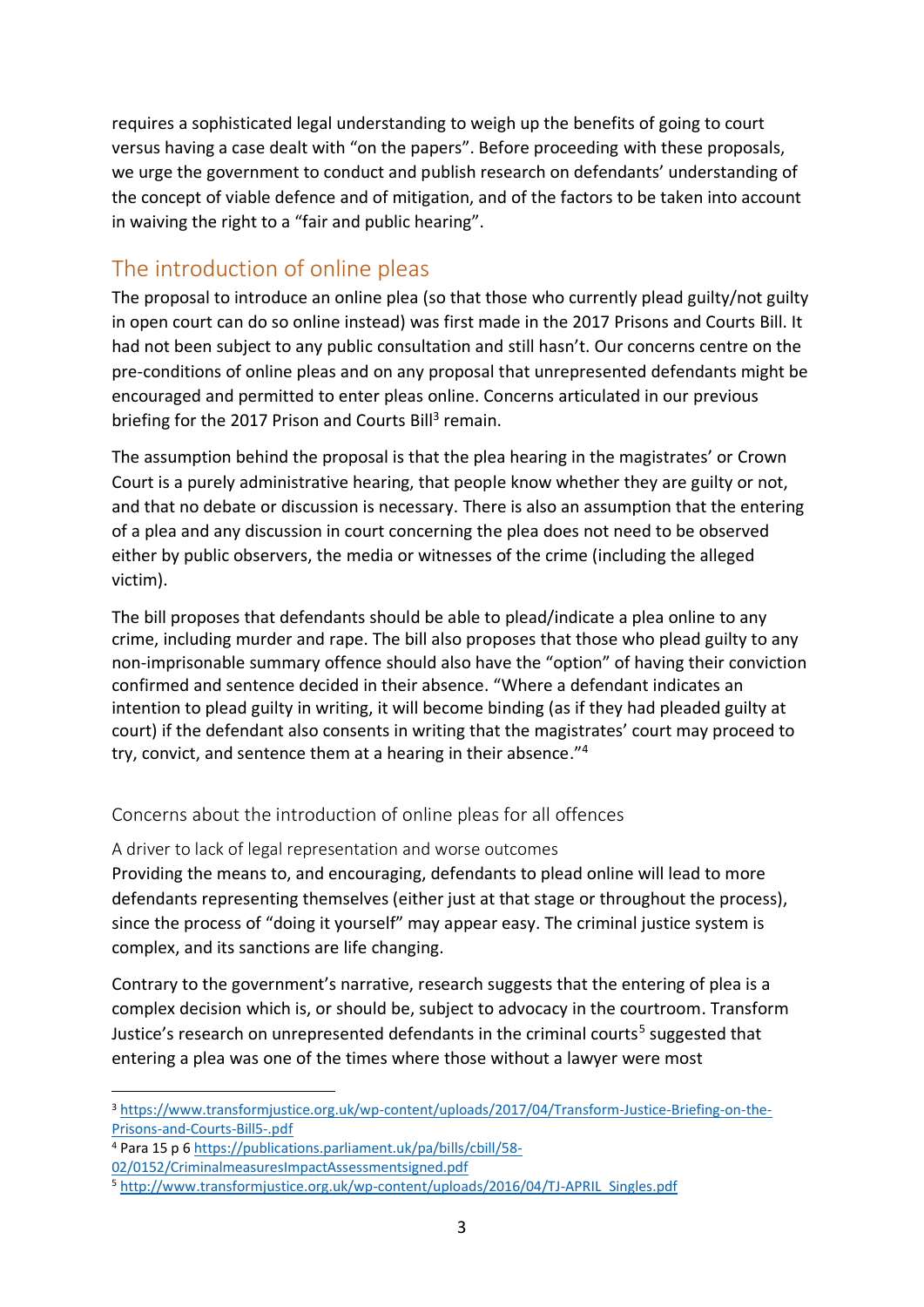requires a sophisticated legal understanding to weigh up the benefits of going to court versus having a case dealt with "on the papers". Before proceeding with these proposals, we urge the government to conduct and publish research on defendants' understanding of the concept of viable defence and of mitigation, and of the factors to be taken into account in waiving the right to a "fair and public hearing".

## The introduction of online pleas

The proposal to introduce an online plea (so that those who currently plead guilty/not guilty in open court can do so online instead) was first made in the 2017 Prisons and Courts Bill. It had not been subject to any public consultation and still hasn't. Our concerns centre on the pre-conditions of online pleas and on any proposal that unrepresented defendants might be encouraged and permitted to enter pleas online. Concerns articulated in our previous briefing for the 2017 Prison and Courts Bill[3] remain.

The assumption behind the proposal is that the plea hearing in the magistrates' or Crown Court is a purely administrative hearing, that people know whether they are guilty or not, and that no debate or discussion is necessary. There is also an assumption that the entering of a plea and any discussion in court concerning the plea does not need to be observed either by public observers, the media or witnesses of the crime (including the alleged victim).

The bill proposes that defendants should be able to plead/indicate a plea online to any crime, including murder and rape. The bill also proposes that those who plead guilty to any non-imprisonable summary offence should also have the "option" of having their conviction confirmed and sentence decided in their absence. "Where a defendant indicates an intention to plead guilty in writing, it will become binding (as if they had pleaded guilty at court) if the defendant also consents in writing that the magistrates' court may proceed to try, convict, and sentence them at a hearing in their absence."[4]

### Concerns about the introduction of online pleas for all offences

#### A driver to lack of legal representation and worse outcomes

Providing the means to, and encouraging, defendants to plead online will lead to more defendants representing themselves (either just at that stage or throughout the process), since the process of "doing it yourself" may appear easy. The criminal justice system is complex, and its sanctions are life changing.

Contrary to the government's narrative, research suggests that the entering of plea is a complex decision which is, or should be, subject to advocacy in the courtroom. Transform Justice's research on unrepresented defendants in the criminal courts[5] suggested that entering a plea was one of the times where those without a lawyer were most

---

[3] https://www.transformjustice.org.uk/wp-content/uploads/2017/04/Transform-Justice-Briefing-on-the-Prisons-and-Courts-Bill5-.pdf

[4] Para 15 p 6 https://publications.parliament.uk/pa/bills/cbill/58-02/0152/CriminalmeasuresImpactAssessmentsigned.pdf

[5] http://www.transformjustice.org.uk/wp-content/uploads/2016/04/TJ-APRIL_Singles.pdf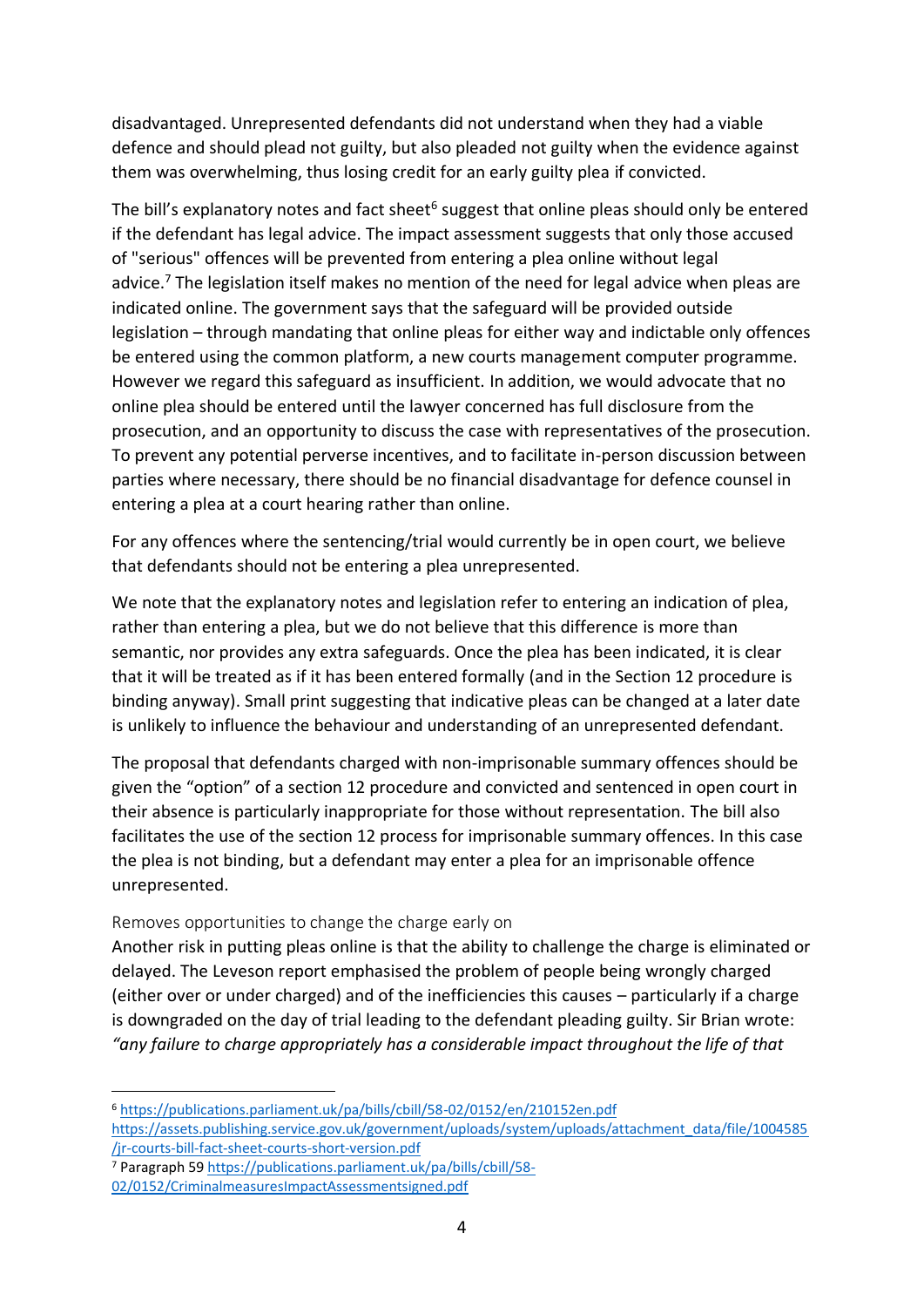disadvantaged. Unrepresented defendants did not understand when they had a viable defence and should plead not guilty, but also pleaded not guilty when the evidence against them was overwhelming, thus losing credit for an early guilty plea if convicted.

The bill's explanatory notes and fact sheet[6] suggest that online pleas should only be entered if the defendant has legal advice. The impact assessment suggests that only those accused of "serious" offences will be prevented from entering a plea online without legal advice.[7] The legislation itself makes no mention of the need for legal advice when pleas are indicated online. The government says that the safeguard will be provided outside legislation – through mandating that online pleas for either way and indictable only offences be entered using the common platform, a new courts management computer programme. However we regard this safeguard as insufficient. In addition, we would advocate that no online plea should be entered until the lawyer concerned has full disclosure from the prosecution, and an opportunity to discuss the case with representatives of the prosecution. To prevent any potential perverse incentives, and to facilitate in-person discussion between parties where necessary, there should be no financial disadvantage for defence counsel in entering a plea at a court hearing rather than online.

For any offences where the sentencing/trial would currently be in open court, we believe that defendants should not be entering a plea unrepresented.

We note that the explanatory notes and legislation refer to entering an indication of plea, rather than entering a plea, but we do not believe that this difference is more than semantic, nor provides any extra safeguards. Once the plea has been indicated, it is clear that it will be treated as if it has been entered formally (and in the Section 12 procedure is binding anyway). Small print suggesting that indicative pleas can be changed at a later date is unlikely to influence the behaviour and understanding of an unrepresented defendant.

The proposal that defendants charged with non-imprisonable summary offences should be given the "option" of a section 12 procedure and convicted and sentenced in open court in their absence is particularly inappropriate for those without representation. The bill also facilitates the use of the section 12 process for imprisonable summary offences. In this case the plea is not binding, but a defendant may enter a plea for an imprisonable offence unrepresented.

### Removes opportunities to change the charge early on

Another risk in putting pleas online is that the ability to challenge the charge is eliminated or delayed. The Leveson report emphasised the problem of people being wrongly charged (either over or under charged) and of the inefficiencies this causes – particularly if a charge is downgraded on the day of trial leading to the defendant pleading guilty. Sir Brian wrote: *"any failure to charge appropriately has a considerable impact throughout the life of that*

---

[6] https://publications.parliament.uk/pa/bills/cbill/58-02/0152/en/210152en.pdf
https://assets.publishing.service.gov.uk/government/uploads/system/uploads/attachment_data/file/1004585/jr-courts-bill-fact-sheet-courts-short-version.pdf

[7] Paragraph 59 https://publications.parliament.uk/pa/bills/cbill/58-02/0152/CriminalmeasuresImpactAssessmentsigned.pdf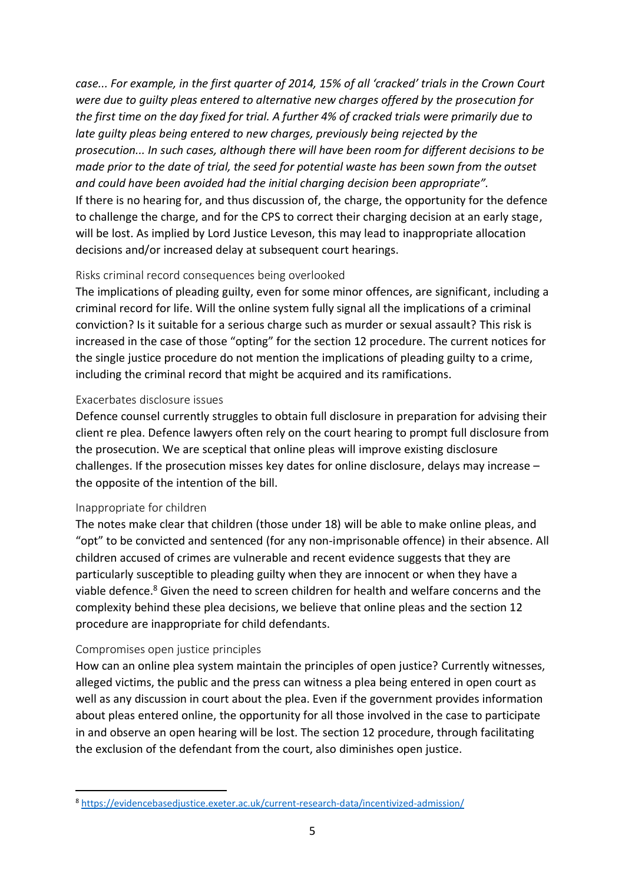*case... For example, in the first quarter of 2014, 15% of all 'cracked' trials in the Crown Court were due to guilty pleas entered to alternative new charges offered by the prosecution for the first time on the day fixed for trial. A further 4% of cracked trials were primarily due to late guilty pleas being entered to new charges, previously being rejected by the prosecution... In such cases, although there will have been room for different decisions to be made prior to the date of trial, the seed for potential waste has been sown from the outset and could have been avoided had the initial charging decision been appropriate".*

If there is no hearing for, and thus discussion of, the charge, the opportunity for the defence to challenge the charge, and for the CPS to correct their charging decision at an early stage, will be lost. As implied by Lord Justice Leveson, this may lead to inappropriate allocation decisions and/or increased delay at subsequent court hearings.

### Risks criminal record consequences being overlooked

The implications of pleading guilty, even for some minor offences, are significant, including a criminal record for life. Will the online system fully signal all the implications of a criminal conviction? Is it suitable for a serious charge such as murder or sexual assault? This risk is increased in the case of those "opting" for the section 12 procedure. The current notices for the single justice procedure do not mention the implications of pleading guilty to a crime, including the criminal record that might be acquired and its ramifications.

### Exacerbates disclosure issues

Defence counsel currently struggles to obtain full disclosure in preparation for advising their client re plea. Defence lawyers often rely on the court hearing to prompt full disclosure from the prosecution. We are sceptical that online pleas will improve existing disclosure challenges. If the prosecution misses key dates for online disclosure, delays may increase – the opposite of the intention of the bill.

### Inappropriate for children

The notes make clear that children (those under 18) will be able to make online pleas, and "opt" to be convicted and sentenced (for any non-imprisonable offence) in their absence. All children accused of crimes are vulnerable and recent evidence suggests that they are particularly susceptible to pleading guilty when they are innocent or when they have a viable defence.[8] Given the need to screen children for health and welfare concerns and the complexity behind these plea decisions, we believe that online pleas and the section 12 procedure are inappropriate for child defendants.

### Compromises open justice principles

How can an online plea system maintain the principles of open justice? Currently witnesses, alleged victims, the public and the press can witness a plea being entered in open court as well as any discussion in court about the plea. Even if the government provides information about pleas entered online, the opportunity for all those involved in the case to participate in and observe an open hearing will be lost. The section 12 procedure, through facilitating the exclusion of the defendant from the court, also diminishes open justice.

---

[8] https://evidencebasedjustice.exeter.ac.uk/current-research-data/incentivized-admission/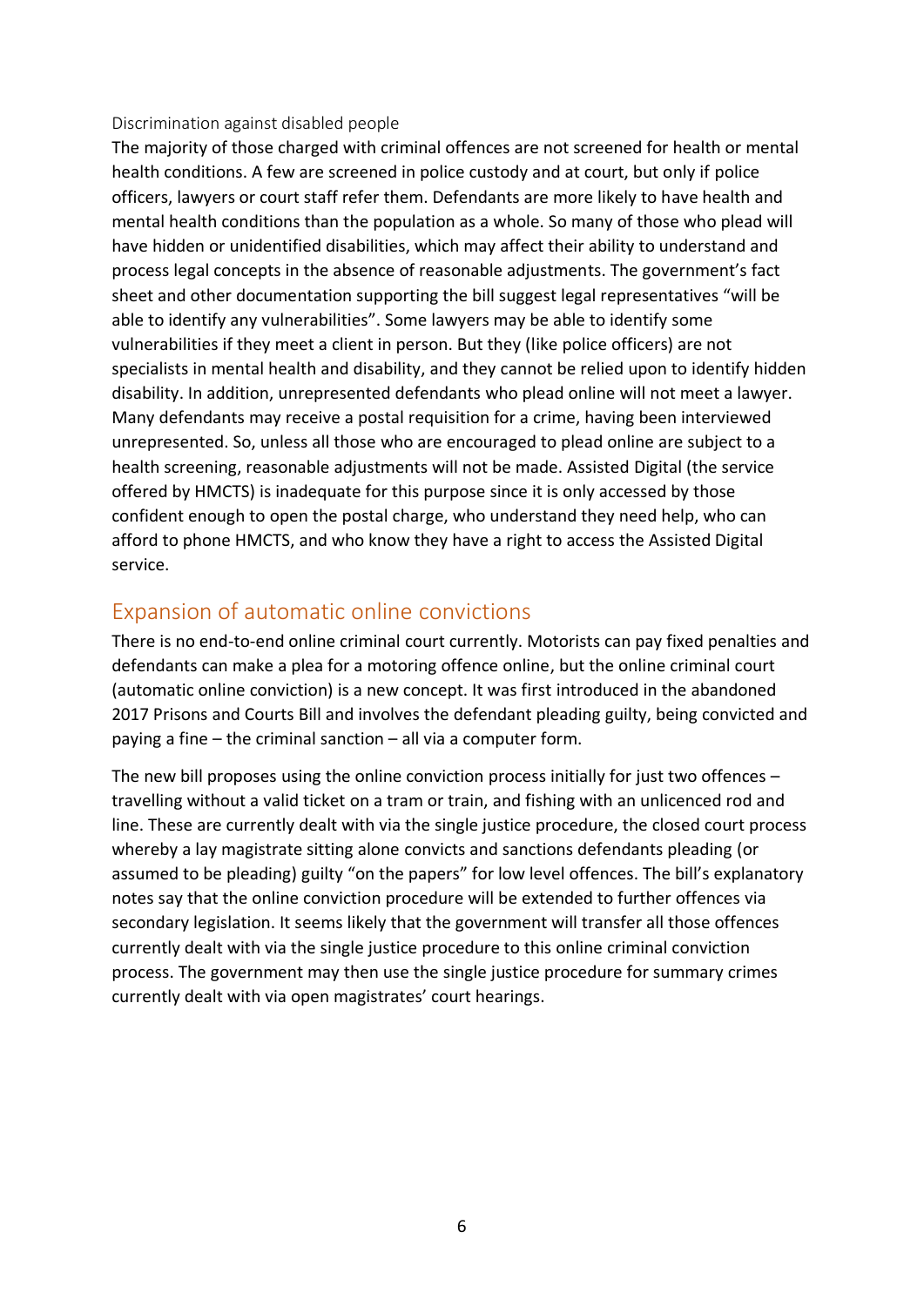### Discrimination against disabled people

The majority of those charged with criminal offences are not screened for health or mental health conditions. A few are screened in police custody and at court, but only if police officers, lawyers or court staff refer them. Defendants are more likely to have health and mental health conditions than the population as a whole. So many of those who plead will have hidden or unidentified disabilities, which may affect their ability to understand and process legal concepts in the absence of reasonable adjustments. The government's fact sheet and other documentation supporting the bill suggest legal representatives "will be able to identify any vulnerabilities". Some lawyers may be able to identify some vulnerabilities if they meet a client in person. But they (like police officers) are not specialists in mental health and disability, and they cannot be relied upon to identify hidden disability. In addition, unrepresented defendants who plead online will not meet a lawyer. Many defendants may receive a postal requisition for a crime, having been interviewed unrepresented. So, unless all those who are encouraged to plead online are subject to a health screening, reasonable adjustments will not be made. Assisted Digital (the service offered by HMCTS) is inadequate for this purpose since it is only accessed by those confident enough to open the postal charge, who understand they need help, who can afford to phone HMCTS, and who know they have a right to access the Assisted Digital service.

## Expansion of automatic online convictions

There is no end-to-end online criminal court currently. Motorists can pay fixed penalties and defendants can make a plea for a motoring offence online, but the online criminal court (automatic online conviction) is a new concept. It was first introduced in the abandoned 2017 Prisons and Courts Bill and involves the defendant pleading guilty, being convicted and paying a fine – the criminal sanction – all via a computer form.

The new bill proposes using the online conviction process initially for just two offences – travelling without a valid ticket on a tram or train, and fishing with an unlicenced rod and line. These are currently dealt with via the single justice procedure, the closed court process whereby a lay magistrate sitting alone convicts and sanctions defendants pleading (or assumed to be pleading) guilty "on the papers" for low level offences. The bill's explanatory notes say that the online conviction procedure will be extended to further offences via secondary legislation. It seems likely that the government will transfer all those offences currently dealt with via the single justice procedure to this online criminal conviction process. The government may then use the single justice procedure for summary crimes currently dealt with via open magistrates' court hearings.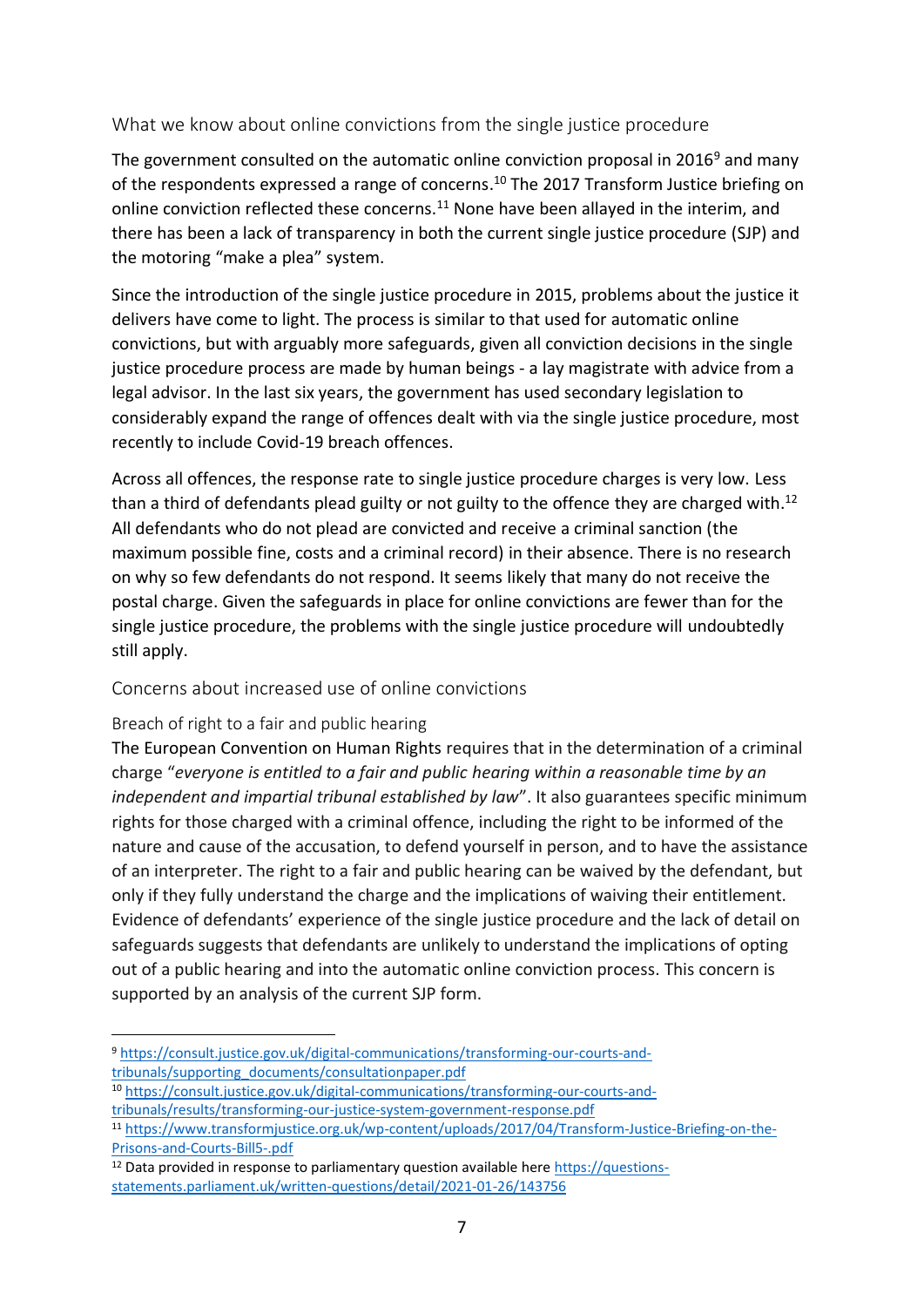## What we know about online convictions from the single justice procedure

The government consulted on the automatic online conviction proposal in 2016[9] and many of the respondents expressed a range of concerns.[10] The 2017 Transform Justice briefing on online conviction reflected these concerns.[11] None have been allayed in the interim, and there has been a lack of transparency in both the current single justice procedure (SJP) and the motoring "make a plea" system.

Since the introduction of the single justice procedure in 2015, problems about the justice it delivers have come to light. The process is similar to that used for automatic online convictions, but with arguably more safeguards, given all conviction decisions in the single justice procedure process are made by human beings - a lay magistrate with advice from a legal advisor. In the last six years, the government has used secondary legislation to considerably expand the range of offences dealt with via the single justice procedure, most recently to include Covid-19 breach offences.

Across all offences, the response rate to single justice procedure charges is very low. Less than a third of defendants plead guilty or not guilty to the offence they are charged with.[12] All defendants who do not plead are convicted and receive a criminal sanction (the maximum possible fine, costs and a criminal record) in their absence. There is no research on why so few defendants do not respond. It seems likely that many do not receive the postal charge. Given the safeguards in place for online convictions are fewer than for the single justice procedure, the problems with the single justice procedure will undoubtedly still apply.

## Concerns about increased use of online convictions

### Breach of right to a fair and public hearing

The European Convention on Human Rights requires that in the determination of a criminal charge "*everyone is entitled to a fair and public hearing within a reasonable time by an independent and impartial tribunal established by law*". It also guarantees specific minimum rights for those charged with a criminal offence, including the right to be informed of the nature and cause of the accusation, to defend yourself in person, and to have the assistance of an interpreter. The right to a fair and public hearing can be waived by the defendant, but only if they fully understand the charge and the implications of waiving their entitlement. Evidence of defendants' experience of the single justice procedure and the lack of detail on safeguards suggests that defendants are unlikely to understand the implications of opting out of a public hearing and into the automatic online conviction process. This concern is supported by an analysis of the current SJP form.

---

[9] https://consult.justice.gov.uk/digital-communications/transforming-our-courts-and-tribunals/supporting_documents/consultationpaper.pdf

[10] https://consult.justice.gov.uk/digital-communications/transforming-our-courts-and-tribunals/results/transforming-our-justice-system-government-response.pdf

[11] https://www.transformjustice.org.uk/wp-content/uploads/2017/04/Transform-Justice-Briefing-on-the-Prisons-and-Courts-Bill5-.pdf

[12] Data provided in response to parliamentary question available here https://questions-statements.parliament.uk/written-questions/detail/2021-01-26/143756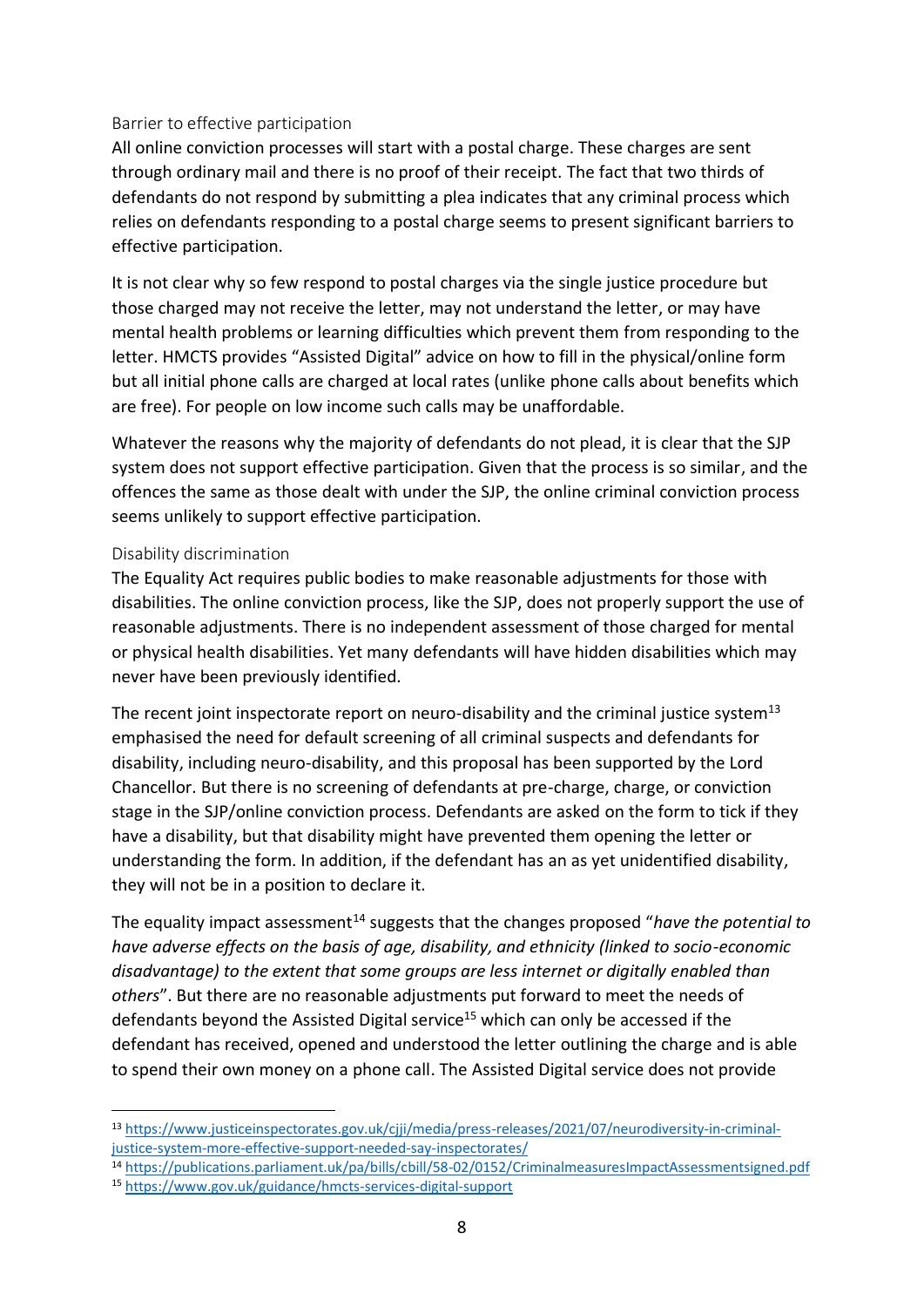### Barrier to effective participation

All online conviction processes will start with a postal charge. These charges are sent through ordinary mail and there is no proof of their receipt. The fact that two thirds of defendants do not respond by submitting a plea indicates that any criminal process which relies on defendants responding to a postal charge seems to present significant barriers to effective participation.

It is not clear why so few respond to postal charges via the single justice procedure but those charged may not receive the letter, may not understand the letter, or may have mental health problems or learning difficulties which prevent them from responding to the letter. HMCTS provides "Assisted Digital" advice on how to fill in the physical/online form but all initial phone calls are charged at local rates (unlike phone calls about benefits which are free). For people on low income such calls may be unaffordable.

Whatever the reasons why the majority of defendants do not plead, it is clear that the SJP system does not support effective participation. Given that the process is so similar, and the offences the same as those dealt with under the SJP, the online criminal conviction process seems unlikely to support effective participation.

### Disability discrimination

The Equality Act requires public bodies to make reasonable adjustments for those with disabilities. The online conviction process, like the SJP, does not properly support the use of reasonable adjustments. There is no independent assessment of those charged for mental or physical health disabilities. Yet many defendants will have hidden disabilities which may never have been previously identified.

The recent joint inspectorate report on neuro-disability and the criminal justice system[13] emphasised the need for default screening of all criminal suspects and defendants for disability, including neuro-disability, and this proposal has been supported by the Lord Chancellor. But there is no screening of defendants at pre-charge, charge, or conviction stage in the SJP/online conviction process. Defendants are asked on the form to tick if they have a disability, but that disability might have prevented them opening the letter or understanding the form. In addition, if the defendant has an as yet unidentified disability, they will not be in a position to declare it.

The equality impact assessment[14] suggests that the changes proposed "*have the potential to have adverse effects on the basis of age, disability, and ethnicity (linked to socio-economic disadvantage) to the extent that some groups are less internet or digitally enabled than others*". But there are no reasonable adjustments put forward to meet the needs of defendants beyond the Assisted Digital service[15] which can only be accessed if the defendant has received, opened and understood the letter outlining the charge and is able to spend their own money on a phone call. The Assisted Digital service does not provide

---

[13] https://www.justiceinspectorates.gov.uk/cjji/media/press-releases/2021/07/neurodiversity-in-criminal-justice-system-more-effective-support-needed-say-inspectorates/

[14] https://publications.parliament.uk/pa/bills/cbill/58-02/0152/CriminalmeasuresImpactAssessmentsigned.pdf

[15] https://www.gov.uk/guidance/hmcts-services-digital-support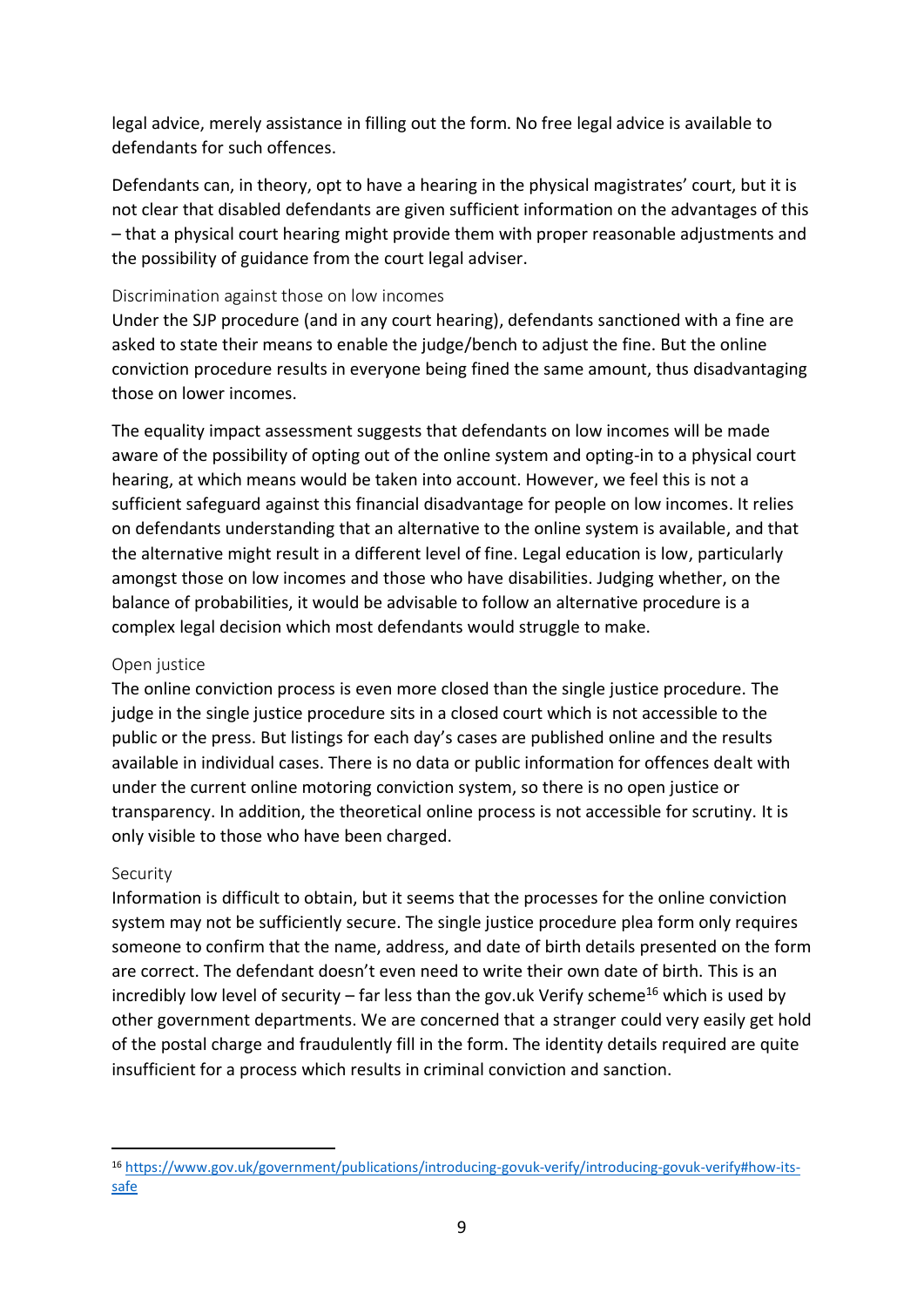legal advice, merely assistance in filling out the form. No free legal advice is available to defendants for such offences.

Defendants can, in theory, opt to have a hearing in the physical magistrates' court, but it is not clear that disabled defendants are given sufficient information on the advantages of this – that a physical court hearing might provide them with proper reasonable adjustments and the possibility of guidance from the court legal adviser.

### Discrimination against those on low incomes

Under the SJP procedure (and in any court hearing), defendants sanctioned with a fine are asked to state their means to enable the judge/bench to adjust the fine. But the online conviction procedure results in everyone being fined the same amount, thus disadvantaging those on lower incomes.

The equality impact assessment suggests that defendants on low incomes will be made aware of the possibility of opting out of the online system and opting-in to a physical court hearing, at which means would be taken into account. However, we feel this is not a sufficient safeguard against this financial disadvantage for people on low incomes. It relies on defendants understanding that an alternative to the online system is available, and that the alternative might result in a different level of fine. Legal education is low, particularly amongst those on low incomes and those who have disabilities. Judging whether, on the balance of probabilities, it would be advisable to follow an alternative procedure is a complex legal decision which most defendants would struggle to make.

### Open justice

The online conviction process is even more closed than the single justice procedure. The judge in the single justice procedure sits in a closed court which is not accessible to the public or the press. But listings for each day's cases are published online and the results available in individual cases. There is no data or public information for offences dealt with under the current online motoring conviction system, so there is no open justice or transparency. In addition, the theoretical online process is not accessible for scrutiny. It is only visible to those who have been charged.

### Security

Information is difficult to obtain, but it seems that the processes for the online conviction system may not be sufficiently secure. The single justice procedure plea form only requires someone to confirm that the name, address, and date of birth details presented on the form are correct. The defendant doesn't even need to write their own date of birth. This is an incredibly low level of security – far less than the gov.uk Verify scheme[16] which is used by other government departments. We are concerned that a stranger could very easily get hold of the postal charge and fraudulently fill in the form. The identity details required are quite insufficient for a process which results in criminal conviction and sanction.

[16] https://www.gov.uk/government/publications/introducing-govuk-verify/introducing-govuk-verify#how-its-safe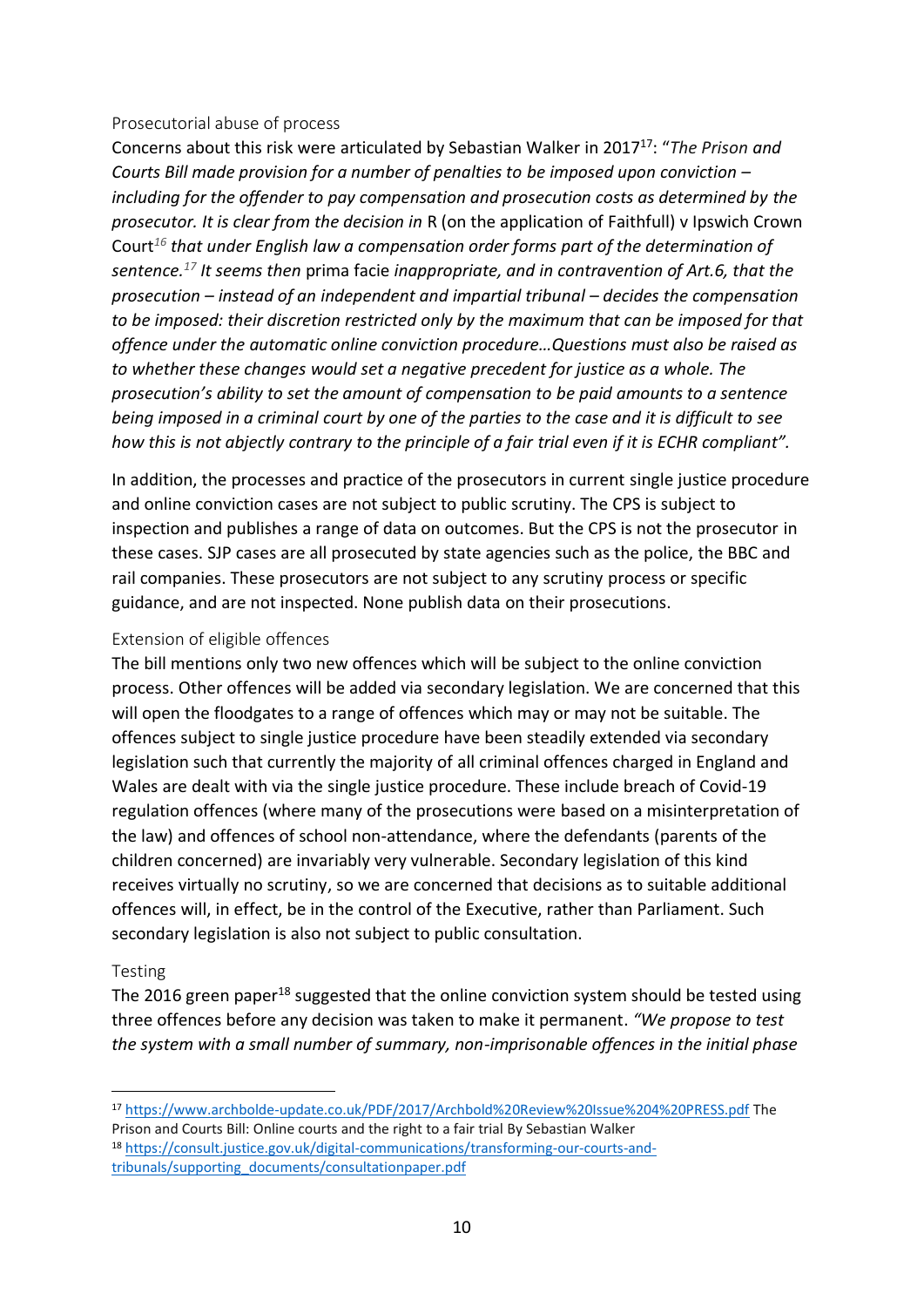### Prosecutorial abuse of process

Concerns about this risk were articulated by Sebastian Walker in 2017[17]: "*The Prison and Courts Bill made provision for a number of penalties to be imposed upon conviction – including for the offender to pay compensation and prosecution costs as determined by the prosecutor. It is clear from the decision in* R (on the application of Faithfull) v Ipswich Crown Court[16] *that under English law a compensation order forms part of the determination of sentence.*[17] *It seems then* prima facie *inappropriate, and in contravention of Art.6, that the prosecution – instead of an independent and impartial tribunal – decides the compensation to be imposed: their discretion restricted only by the maximum that can be imposed for that offence under the automatic online conviction procedure…Questions must also be raised as to whether these changes would set a negative precedent for justice as a whole. The prosecution's ability to set the amount of compensation to be paid amounts to a sentence being imposed in a criminal court by one of the parties to the case and it is difficult to see how this is not abjectly contrary to the principle of a fair trial even if it is ECHR compliant".*

In addition, the processes and practice of the prosecutors in current single justice procedure and online conviction cases are not subject to public scrutiny. The CPS is subject to inspection and publishes a range of data on outcomes. But the CPS is not the prosecutor in these cases. SJP cases are all prosecuted by state agencies such as the police, the BBC and rail companies. These prosecutors are not subject to any scrutiny process or specific guidance, and are not inspected. None publish data on their prosecutions.

### Extension of eligible offences

The bill mentions only two new offences which will be subject to the online conviction process. Other offences will be added via secondary legislation. We are concerned that this will open the floodgates to a range of offences which may or may not be suitable. The offences subject to single justice procedure have been steadily extended via secondary legislation such that currently the majority of all criminal offences charged in England and Wales are dealt with via the single justice procedure. These include breach of Covid-19 regulation offences (where many of the prosecutions were based on a misinterpretation of the law) and offences of school non-attendance, where the defendants (parents of the children concerned) are invariably very vulnerable. Secondary legislation of this kind receives virtually no scrutiny, so we are concerned that decisions as to suitable additional offences will, in effect, be in the control of the Executive, rather than Parliament. Such secondary legislation is also not subject to public consultation.

### Testing

The 2016 green paper[18] suggested that the online conviction system should be tested using three offences before any decision was taken to make it permanent. *"We propose to test the system with a small number of summary, non-imprisonable offences in the initial phase*

---

[17] https://www.archbolde-update.co.uk/PDF/2017/Archbold%20Review%20Issue%204%20PRESS.pdf The Prison and Courts Bill: Online courts and the right to a fair trial By Sebastian Walker

[18] https://consult.justice.gov.uk/digital-communications/transforming-our-courts-and-tribunals/supporting_documents/consultationpaper.pdf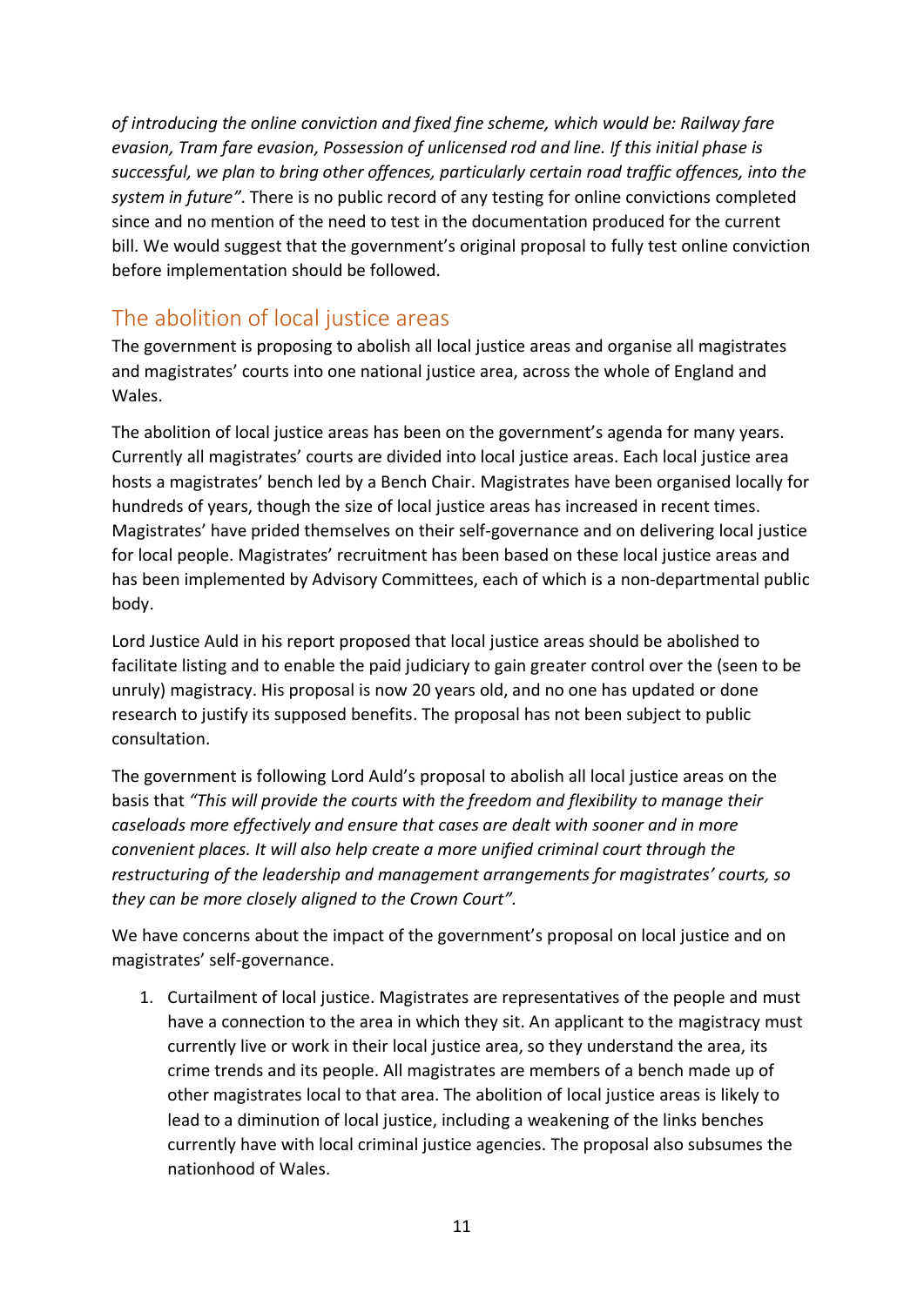*of introducing the online conviction and fixed fine scheme, which would be: Railway fare evasion, Tram fare evasion, Possession of unlicensed rod and line. If this initial phase is successful, we plan to bring other offences, particularly certain road traffic offences, into the system in future"*. There is no public record of any testing for online convictions completed since and no mention of the need to test in the documentation produced for the current bill. We would suggest that the government's original proposal to fully test online conviction before implementation should be followed.

## The abolition of local justice areas

The government is proposing to abolish all local justice areas and organise all magistrates and magistrates' courts into one national justice area, across the whole of England and Wales.

The abolition of local justice areas has been on the government's agenda for many years. Currently all magistrates' courts are divided into local justice areas. Each local justice area hosts a magistrates' bench led by a Bench Chair. Magistrates have been organised locally for hundreds of years, though the size of local justice areas has increased in recent times. Magistrates' have prided themselves on their self-governance and on delivering local justice for local people. Magistrates' recruitment has been based on these local justice areas and has been implemented by Advisory Committees, each of which is a non-departmental public body.

Lord Justice Auld in his report proposed that local justice areas should be abolished to facilitate listing and to enable the paid judiciary to gain greater control over the (seen to be unruly) magistracy. His proposal is now 20 years old, and no one has updated or done research to justify its supposed benefits. The proposal has not been subject to public consultation.

The government is following Lord Auld's proposal to abolish all local justice areas on the basis that *"This will provide the courts with the freedom and flexibility to manage their caseloads more effectively and ensure that cases are dealt with sooner and in more convenient places. It will also help create a more unified criminal court through the restructuring of the leadership and management arrangements for magistrates' courts, so they can be more closely aligned to the Crown Court".*

We have concerns about the impact of the government's proposal on local justice and on magistrates' self-governance.

1. Curtailment of local justice. Magistrates are representatives of the people and must have a connection to the area in which they sit. An applicant to the magistracy must currently live or work in their local justice area, so they understand the area, its crime trends and its people. All magistrates are members of a bench made up of other magistrates local to that area. The abolition of local justice areas is likely to lead to a diminution of local justice, including a weakening of the links benches currently have with local criminal justice agencies. The proposal also subsumes the nationhood of Wales.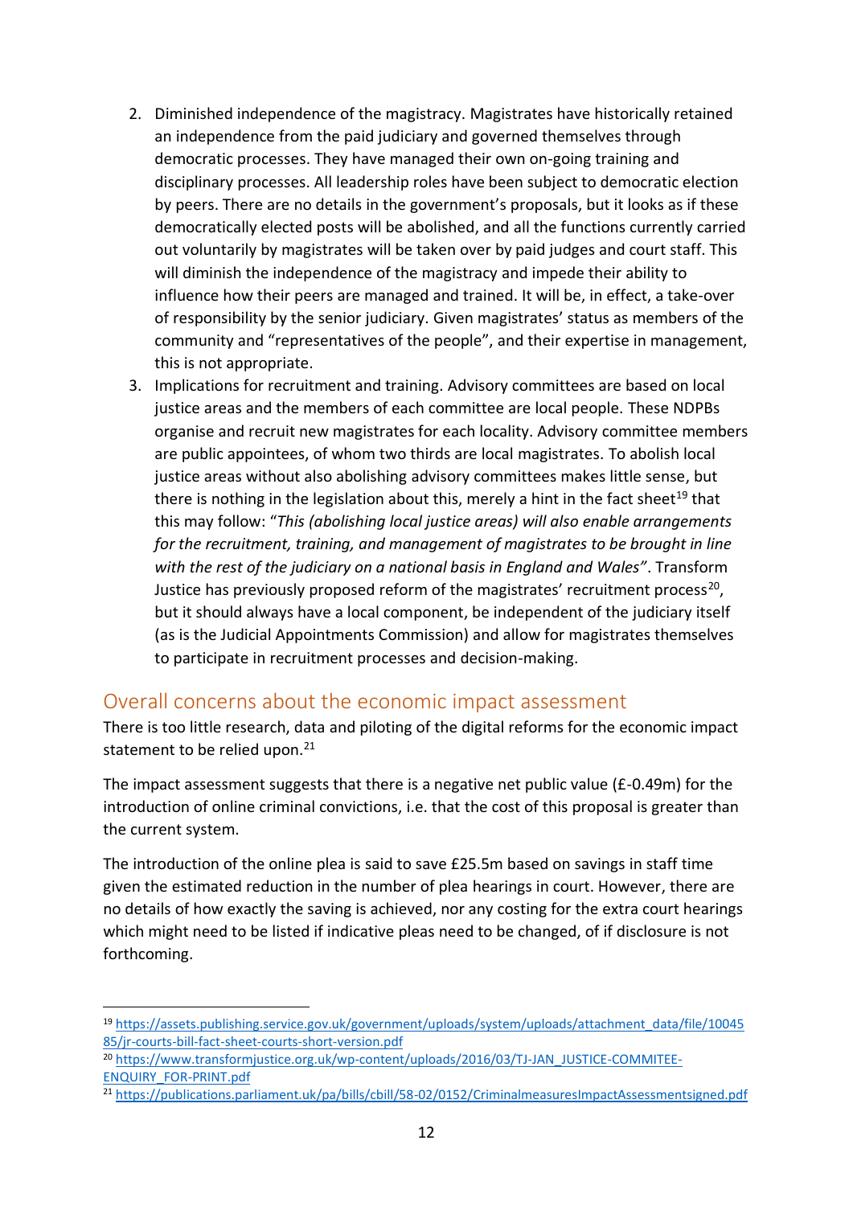2. Diminished independence of the magistracy. Magistrates have historically retained an independence from the paid judiciary and governed themselves through democratic processes. They have managed their own on-going training and disciplinary processes. All leadership roles have been subject to democratic election by peers. There are no details in the government's proposals, but it looks as if these democratically elected posts will be abolished, and all the functions currently carried out voluntarily by magistrates will be taken over by paid judges and court staff. This will diminish the independence of the magistracy and impede their ability to influence how their peers are managed and trained. It will be, in effect, a take-over of responsibility by the senior judiciary. Given magistrates' status as members of the community and "representatives of the people", and their expertise in management, this is not appropriate.
3. Implications for recruitment and training. Advisory committees are based on local justice areas and the members of each committee are local people. These NDPBs organise and recruit new magistrates for each locality. Advisory committee members are public appointees, of whom two thirds are local magistrates. To abolish local justice areas without also abolishing advisory committees makes little sense, but there is nothing in the legislation about this, merely a hint in the fact sheet[19] that this may follow: "*This (abolishing local justice areas) will also enable arrangements for the recruitment, training, and management of magistrates to be brought in line with the rest of the judiciary on a national basis in England and Wales*". Transform Justice has previously proposed reform of the magistrates' recruitment process[20], but it should always have a local component, be independent of the judiciary itself (as is the Judicial Appointments Commission) and allow for magistrates themselves to participate in recruitment processes and decision-making.

## Overall concerns about the economic impact assessment

There is too little research, data and piloting of the digital reforms for the economic impact statement to be relied upon.[21]

The impact assessment suggests that there is a negative net public value (£-0.49m) for the introduction of online criminal convictions, i.e. that the cost of this proposal is greater than the current system.

The introduction of the online plea is said to save £25.5m based on savings in staff time given the estimated reduction in the number of plea hearings in court. However, there are no details of how exactly the saving is achieved, nor any costing for the extra court hearings which might need to be listed if indicative pleas need to be changed, of if disclosure is not forthcoming.

---

[19] https://assets.publishing.service.gov.uk/government/uploads/system/uploads/attachment_data/file/1004585/jr-courts-bill-fact-sheet-courts-short-version.pdf

[20] https://www.transformjustice.org.uk/wp-content/uploads/2016/03/TJ-JAN_JUSTICE-COMMITEE-ENQUIRY_FOR-PRINT.pdf

[21] https://publications.parliament.uk/pa/bills/cbill/58-02/0152/CriminalmeasuresImpactAssessmentsigned.pdf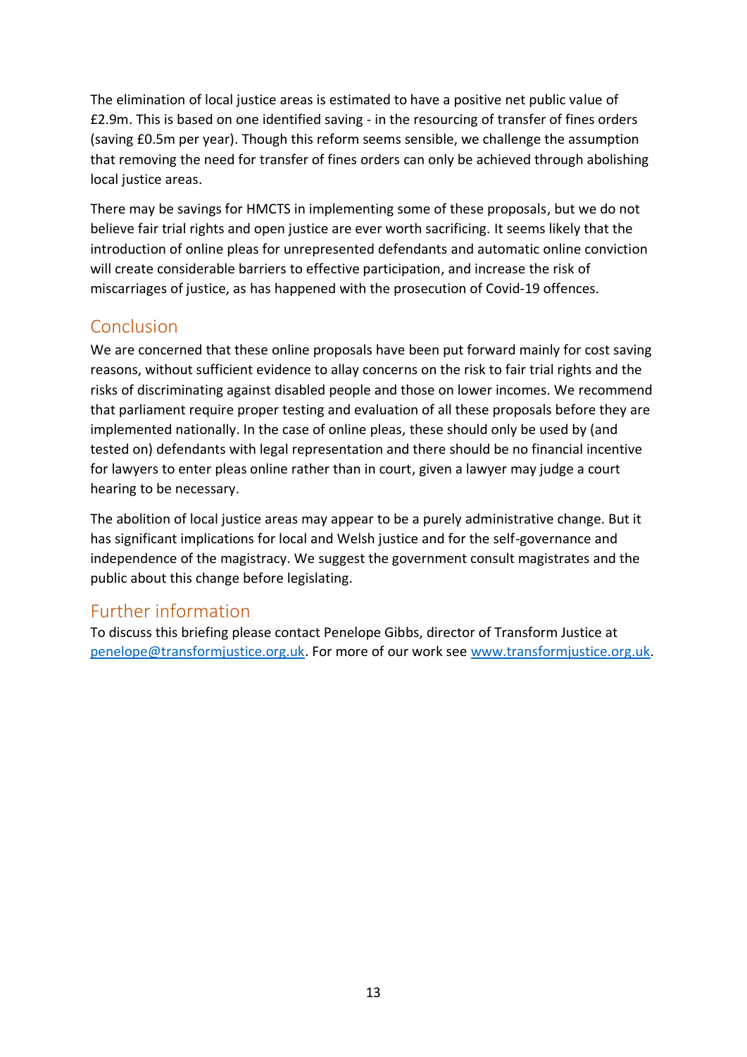The elimination of local justice areas is estimated to have a positive net public value of £2.9m. This is based on one identified saving - in the resourcing of transfer of fines orders (saving £0.5m per year). Though this reform seems sensible, we challenge the assumption that removing the need for transfer of fines orders can only be achieved through abolishing local justice areas.

There may be savings for HMCTS in implementing some of these proposals, but we do not believe fair trial rights and open justice are ever worth sacrificing. It seems likely that the introduction of online pleas for unrepresented defendants and automatic online conviction will create considerable barriers to effective participation, and increase the risk of miscarriages of justice, as has happened with the prosecution of Covid-19 offences.

## Conclusion

We are concerned that these online proposals have been put forward mainly for cost saving reasons, without sufficient evidence to allay concerns on the risk to fair trial rights and the risks of discriminating against disabled people and those on lower incomes. We recommend that parliament require proper testing and evaluation of all these proposals before they are implemented nationally. In the case of online pleas, these should only be used by (and tested on) defendants with legal representation and there should be no financial incentive for lawyers to enter pleas online rather than in court, given a lawyer may judge a court hearing to be necessary.

The abolition of local justice areas may appear to be a purely administrative change. But it has significant implications for local and Welsh justice and for the self-governance and independence of the magistracy. We suggest the government consult magistrates and the public about this change before legislating.

## Further information

To discuss this briefing please contact Penelope Gibbs, director of Transform Justice at [penelope@transformjustice.org.uk](mailto:penelope@transformjustice.org.uk). For more of our work see [www.transformjustice.org.uk](http://www.transformjustice.org.uk).